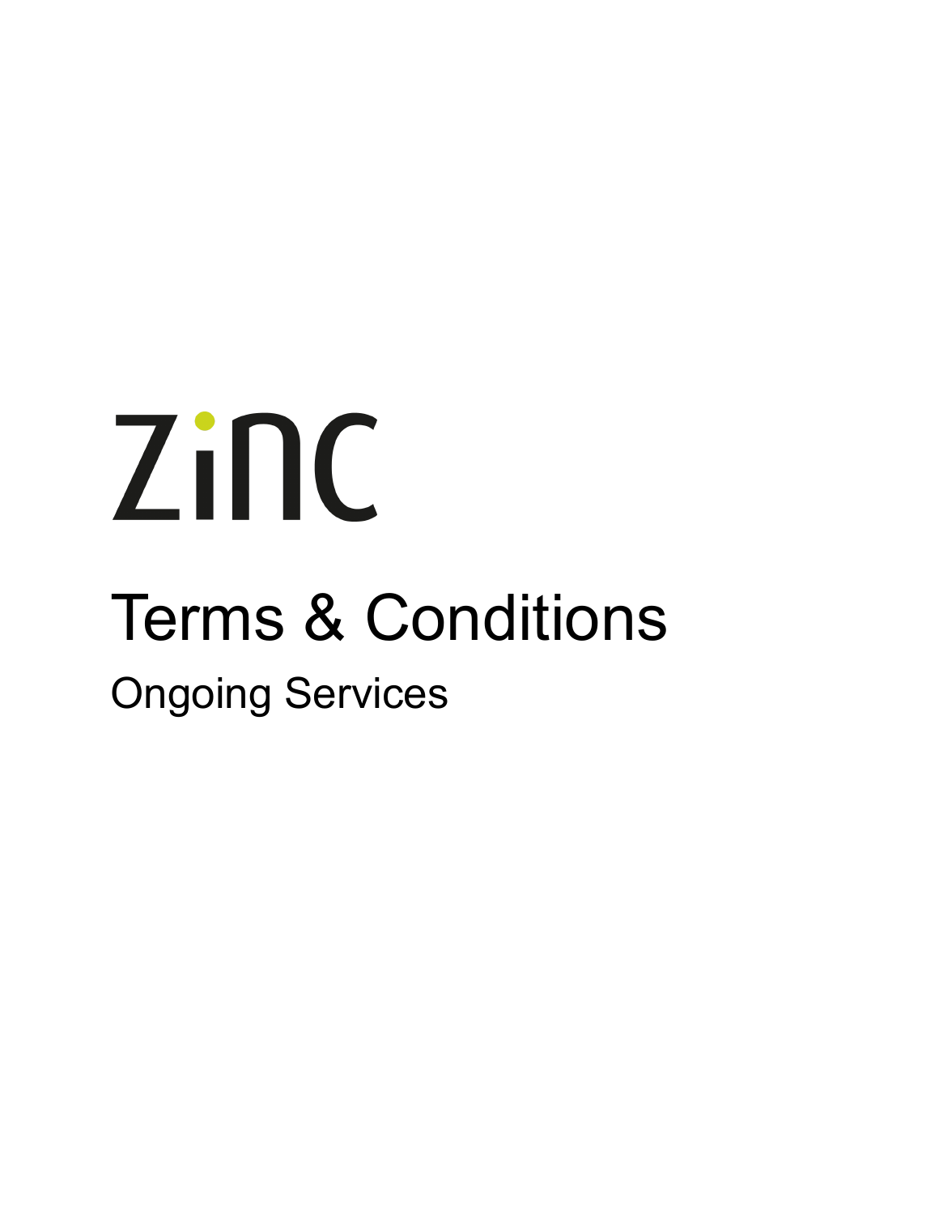ZiNC

# Terms & Conditions

## Ongoing Services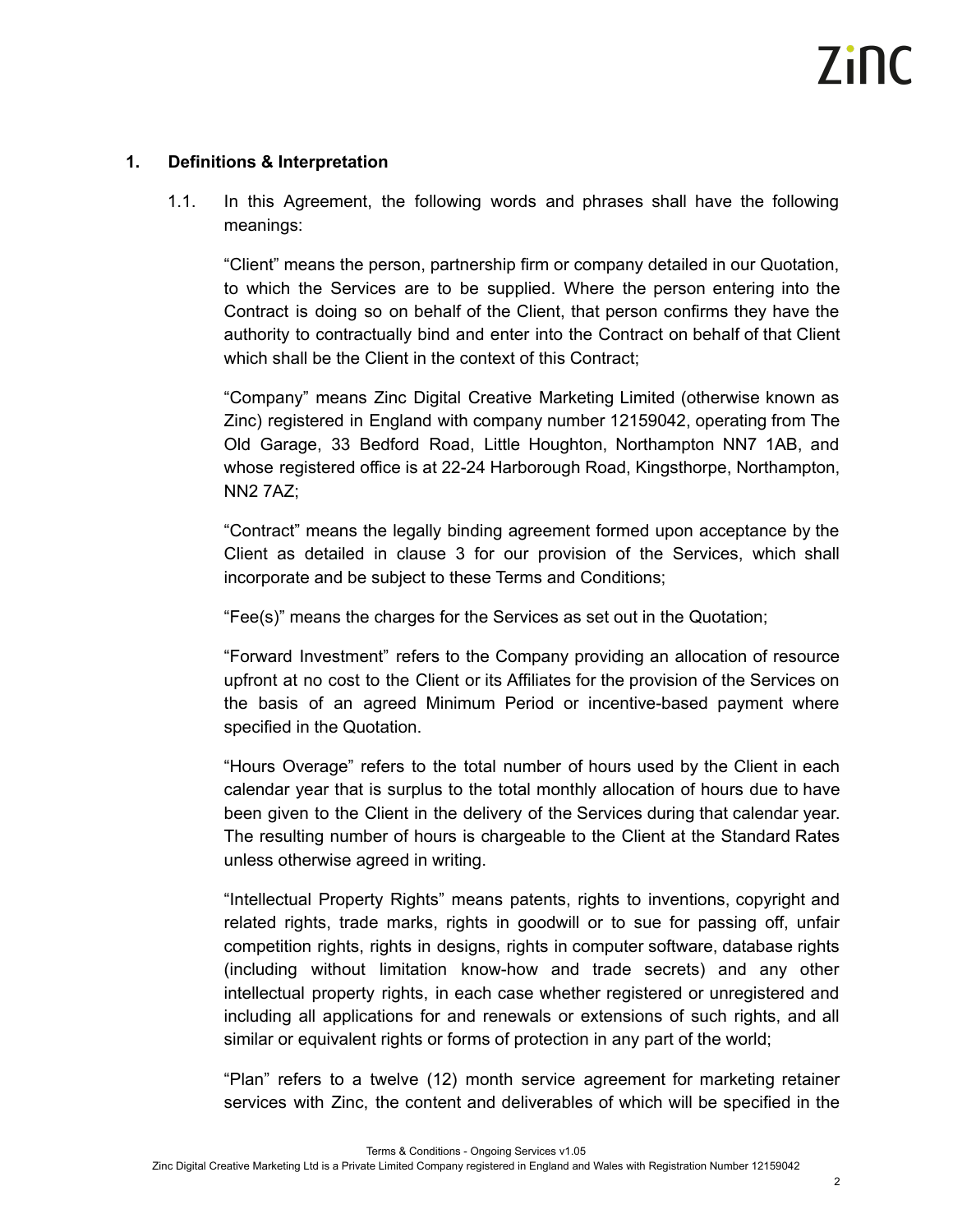## 1. Definitions & Interpretation

1.1. In this Agreement, the following words and phrases shall have the following meanings:

"Client" means the person, partnership firm or company detailed in our Quotation, to which the Services are to be supplied. Where the person entering into the Contract is doing so on behalf of the Client, that person confirms they have the authority to contractually bind and enter into the Contract on behalf of that Client which shall be the Client in the context of this Contract;

"Company" means Zinc Digital Creative Marketing Limited (otherwise known as Zinc) registered in England with company number 12159042, operating from The Old Garage, 33 Bedford Road, Little Houghton, Northampton NN7 1AB, and whose registered office is at 22-24 Harborough Road, Kingsthorpe, Northampton, NN2 7AZ;

"Contract" means the legally binding agreement formed upon acceptance by the Client as detailed in clause 3 for our provision of the Services, which shall incorporate and be subject to these Terms and Conditions;

"Fee(s)" means the charges for the Services as set out in the Quotation;

"Forward Investment" refers to the Company providing an allocation of resource upfront at no cost to the Client or its Affiliates for the provision of the Services on the basis of an agreed Minimum Period or incentive-based payment where specified in the Quotation.

"Hours Overage" refers to the total number of hours used by the Client in each calendar year that is surplus to the total monthly allocation of hours due to have been given to the Client in the delivery of the Services during that calendar year. The resulting number of hours is chargeable to the Client at the Standard Rates unless otherwise agreed in writing.

"Intellectual Property Rights" means patents, rights to inventions, copyright and related rights, trade marks, rights in goodwill or to sue for passing off, unfair competition rights, rights in designs, rights in computer software, database rights (including without limitation know-how and trade secrets) and any other intellectual property rights, in each case whether registered or unregistered and including all applications for and renewals or extensions of such rights, and all similar or equivalent rights or forms of protection in any part of the world;

"Plan" refers to a twelve (12) month service agreement for marketing retainer services with Zinc, the content and deliverables of which will be specified in the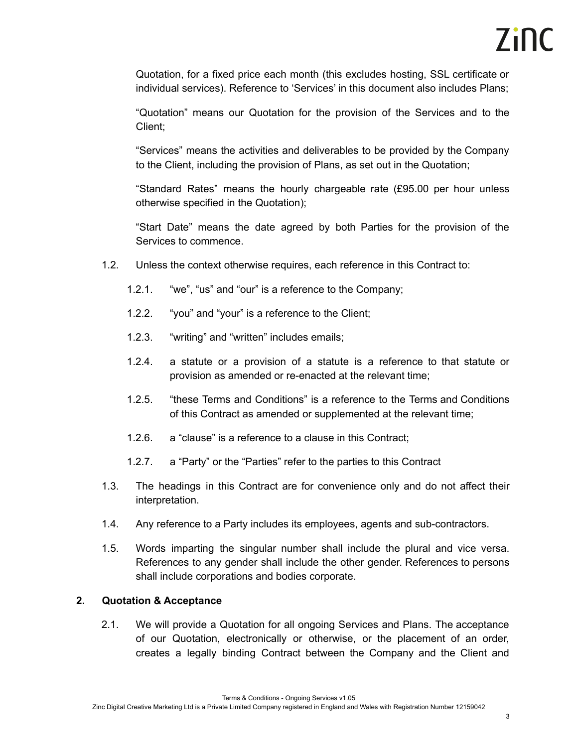Quotation, for a fixed price each month (this excludes hosting, SSL certificate or individual services). Reference to 'Services' in this document also includes Plans;

"Quotation" means our Quotation for the provision of the Services and to the Client;

"Services" means the activities and deliverables to be provided by the Company to the Client, including the provision of Plans, as set out in the Quotation;

"Standard Rates" means the hourly chargeable rate (£95.00 per hour unless otherwise specified in the Quotation);

"Start Date" means the date agreed by both Parties for the provision of the Services to commence.

1.2. Unless the context otherwise requires, each reference in this Contract to:

1.2.1. "we", "us" and "our" is a reference to the Company;

1.2.2. "you" and "your" is a reference to the Client;

1.2.3. "writing" and "written" includes emails;

1.2.4. a statute or a provision of a statute is a reference to that statute or provision as amended or re-enacted at the relevant time;

1.2.5. "these Terms and Conditions" is a reference to the Terms and Conditions of this Contract as amended or supplemented at the relevant time;

1.2.6. a "clause" is a reference to a clause in this Contract;

1.2.7. a "Party" or the "Parties" refer to the parties to this Contract

1.3. The headings in this Contract are for convenience only and do not affect their interpretation.

1.4. Any reference to a Party includes its employees, agents and sub-contractors.

1.5. Words imparting the singular number shall include the plural and vice versa. References to any gender shall include the other gender. References to persons shall include corporations and bodies corporate.

## 2. Quotation & Acceptance

2.1. We will provide a Quotation for all ongoing Services and Plans. The acceptance of our Quotation, electronically or otherwise, or the placement of an order, creates a legally binding Contract between the Company and the Client and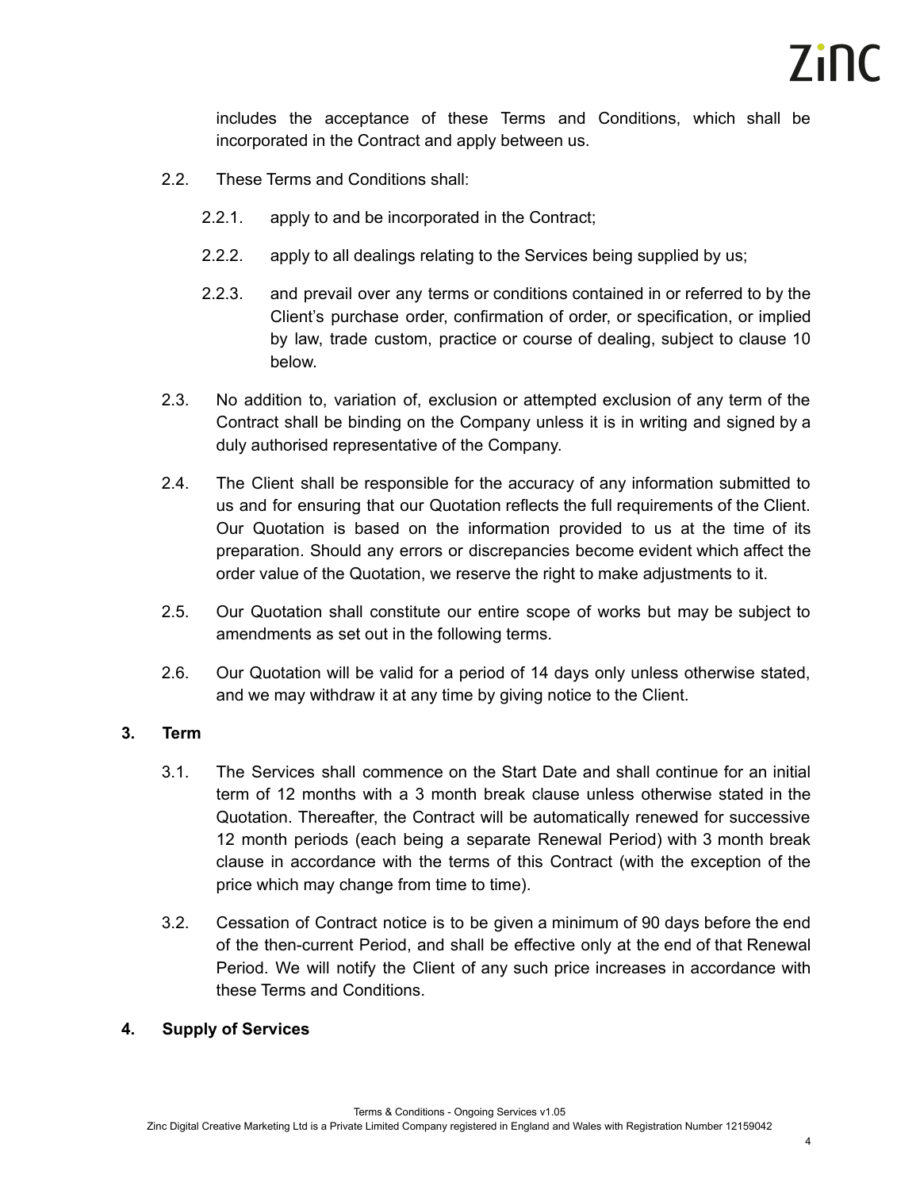includes the acceptance of these Terms and Conditions, which shall be incorporated in the Contract and apply between us.

2.2. These Terms and Conditions shall:

2.2.1. apply to and be incorporated in the Contract;

2.2.2. apply to all dealings relating to the Services being supplied by us;

2.2.3. and prevail over any terms or conditions contained in or referred to by the Client's purchase order, confirmation of order, or specification, or implied by law, trade custom, practice or course of dealing, subject to clause 10 below.

2.3. No addition to, variation of, exclusion or attempted exclusion of any term of the Contract shall be binding on the Company unless it is in writing and signed by a duly authorised representative of the Company.

2.4. The Client shall be responsible for the accuracy of any information submitted to us and for ensuring that our Quotation reflects the full requirements of the Client. Our Quotation is based on the information provided to us at the time of its preparation. Should any errors or discrepancies become evident which affect the order value of the Quotation, we reserve the right to make adjustments to it.

2.5. Our Quotation shall constitute our entire scope of works but may be subject to amendments as set out in the following terms.

2.6. Our Quotation will be valid for a period of 14 days only unless otherwise stated, and we may withdraw it at any time by giving notice to the Client.

## 3. Term

3.1. The Services shall commence on the Start Date and shall continue for an initial term of 12 months with a 3 month break clause unless otherwise stated in the Quotation. Thereafter, the Contract will be automatically renewed for successive 12 month periods (each being a separate Renewal Period) with 3 month break clause in accordance with the terms of this Contract (with the exception of the price which may change from time to time).

3.2. Cessation of Contract notice is to be given a minimum of 90 days before the end of the then-current Period, and shall be effective only at the end of that Renewal Period. We will notify the Client of any such price increases in accordance with these Terms and Conditions.

## 4. Supply of Services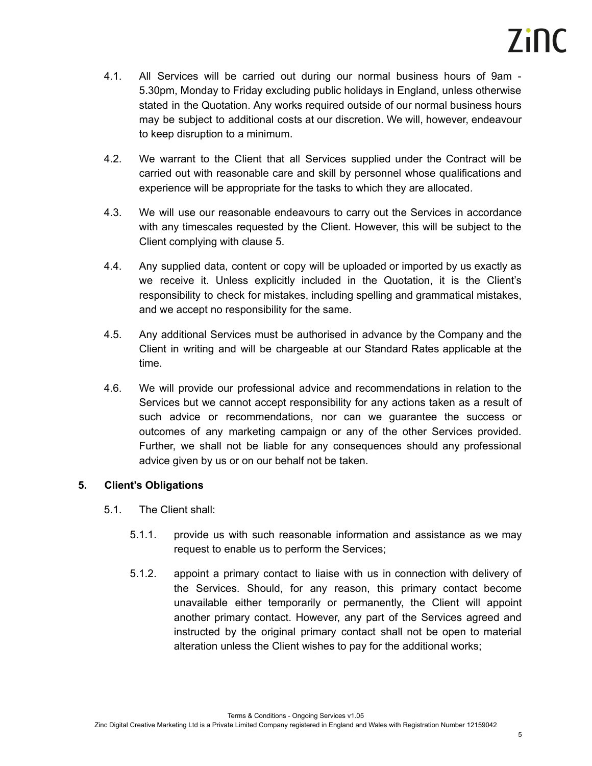4.1. All Services will be carried out during our normal business hours of 9am - 5.30pm, Monday to Friday excluding public holidays in England, unless otherwise stated in the Quotation. Any works required outside of our normal business hours may be subject to additional costs at our discretion. We will, however, endeavour to keep disruption to a minimum.

4.2. We warrant to the Client that all Services supplied under the Contract will be carried out with reasonable care and skill by personnel whose qualifications and experience will be appropriate for the tasks to which they are allocated.

4.3. We will use our reasonable endeavours to carry out the Services in accordance with any timescales requested by the Client. However, this will be subject to the Client complying with clause 5.

4.4. Any supplied data, content or copy will be uploaded or imported by us exactly as we receive it. Unless explicitly included in the Quotation, it is the Client's responsibility to check for mistakes, including spelling and grammatical mistakes, and we accept no responsibility for the same.

4.5. Any additional Services must be authorised in advance by the Company and the Client in writing and will be chargeable at our Standard Rates applicable at the time.

4.6. We will provide our professional advice and recommendations in relation to the Services but we cannot accept responsibility for any actions taken as a result of such advice or recommendations, nor can we guarantee the success or outcomes of any marketing campaign or any of the other Services provided. Further, we shall not be liable for any consequences should any professional advice given by us or on our behalf not be taken.

## 5. Client's Obligations

5.1. The Client shall:

5.1.1. provide us with such reasonable information and assistance as we may request to enable us to perform the Services;

5.1.2. appoint a primary contact to liaise with us in connection with delivery of the Services. Should, for any reason, this primary contact become unavailable either temporarily or permanently, the Client will appoint another primary contact. However, any part of the Services agreed and instructed by the original primary contact shall not be open to material alteration unless the Client wishes to pay for the additional works;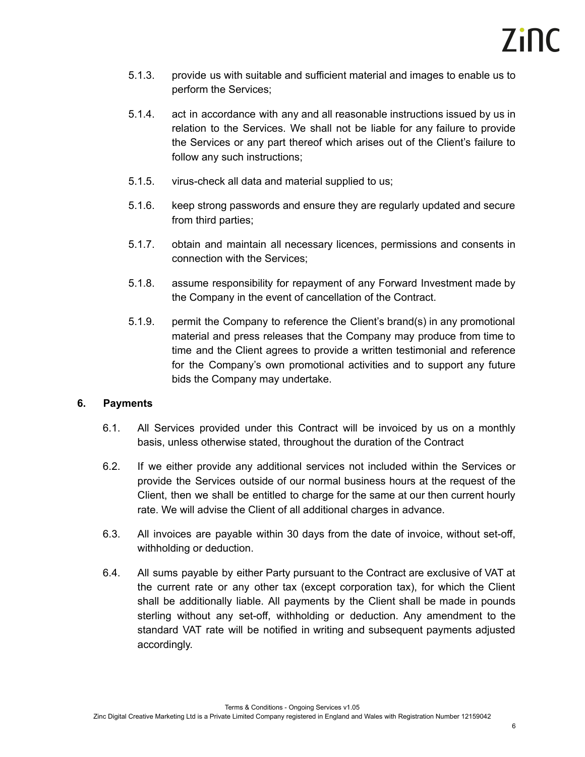5.1.3. provide us with suitable and sufficient material and images to enable us to perform the Services;

5.1.4. act in accordance with any and all reasonable instructions issued by us in relation to the Services. We shall not be liable for any failure to provide the Services or any part thereof which arises out of the Client's failure to follow any such instructions;

5.1.5. virus-check all data and material supplied to us;

5.1.6. keep strong passwords and ensure they are regularly updated and secure from third parties;

5.1.7. obtain and maintain all necessary licences, permissions and consents in connection with the Services;

5.1.8. assume responsibility for repayment of any Forward Investment made by the Company in the event of cancellation of the Contract.

5.1.9. permit the Company to reference the Client's brand(s) in any promotional material and press releases that the Company may produce from time to time and the Client agrees to provide a written testimonial and reference for the Company's own promotional activities and to support any future bids the Company may undertake.

## 6. Payments

6.1. All Services provided under this Contract will be invoiced by us on a monthly basis, unless otherwise stated, throughout the duration of the Contract

6.2. If we either provide any additional services not included within the Services or provide the Services outside of our normal business hours at the request of the Client, then we shall be entitled to charge for the same at our then current hourly rate. We will advise the Client of all additional charges in advance.

6.3. All invoices are payable within 30 days from the date of invoice, without set-off, withholding or deduction.

6.4. All sums payable by either Party pursuant to the Contract are exclusive of VAT at the current rate or any other tax (except corporation tax), for which the Client shall be additionally liable. All payments by the Client shall be made in pounds sterling without any set-off, withholding or deduction. Any amendment to the standard VAT rate will be notified in writing and subsequent payments adjusted accordingly.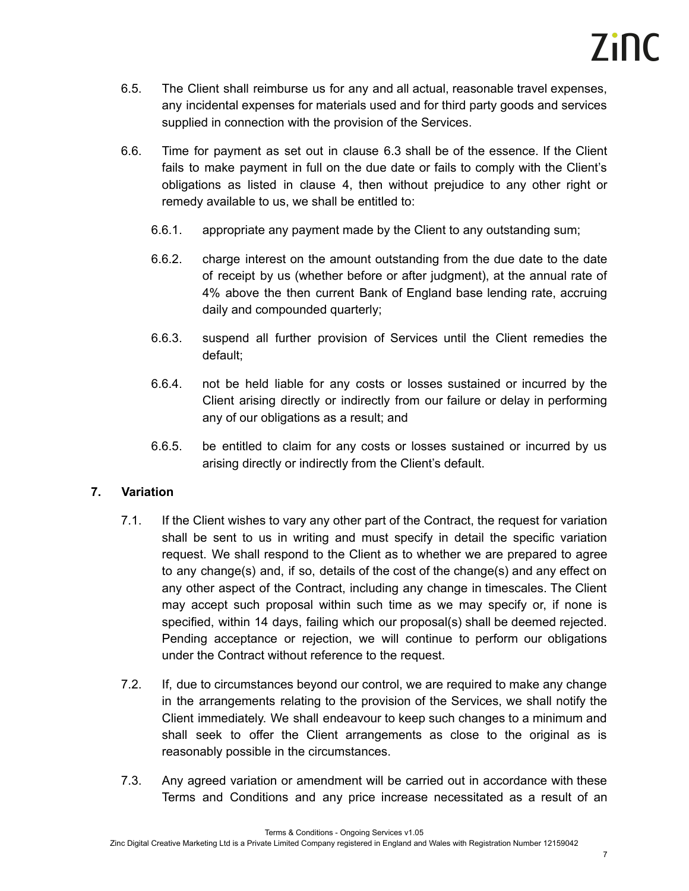6.5. The Client shall reimburse us for any and all actual, reasonable travel expenses, any incidental expenses for materials used and for third party goods and services supplied in connection with the provision of the Services.

6.6. Time for payment as set out in clause 6.3 shall be of the essence. If the Client fails to make payment in full on the due date or fails to comply with the Client's obligations as listed in clause 4, then without prejudice to any other right or remedy available to us, we shall be entitled to:

6.6.1. appropriate any payment made by the Client to any outstanding sum;

6.6.2. charge interest on the amount outstanding from the due date to the date of receipt by us (whether before or after judgment), at the annual rate of 4% above the then current Bank of England base lending rate, accruing daily and compounded quarterly;

6.6.3. suspend all further provision of Services until the Client remedies the default;

6.6.4. not be held liable for any costs or losses sustained or incurred by the Client arising directly or indirectly from our failure or delay in performing any of our obligations as a result; and

6.6.5. be entitled to claim for any costs or losses sustained or incurred by us arising directly or indirectly from the Client's default.

## 7. Variation

7.1. If the Client wishes to vary any other part of the Contract, the request for variation shall be sent to us in writing and must specify in detail the specific variation request. We shall respond to the Client as to whether we are prepared to agree to any change(s) and, if so, details of the cost of the change(s) and any effect on any other aspect of the Contract, including any change in timescales. The Client may accept such proposal within such time as we may specify or, if none is specified, within 14 days, failing which our proposal(s) shall be deemed rejected. Pending acceptance or rejection, we will continue to perform our obligations under the Contract without reference to the request.

7.2. If, due to circumstances beyond our control, we are required to make any change in the arrangements relating to the provision of the Services, we shall notify the Client immediately. We shall endeavour to keep such changes to a minimum and shall seek to offer the Client arrangements as close to the original as is reasonably possible in the circumstances.

7.3. Any agreed variation or amendment will be carried out in accordance with these Terms and Conditions and any price increase necessitated as a result of an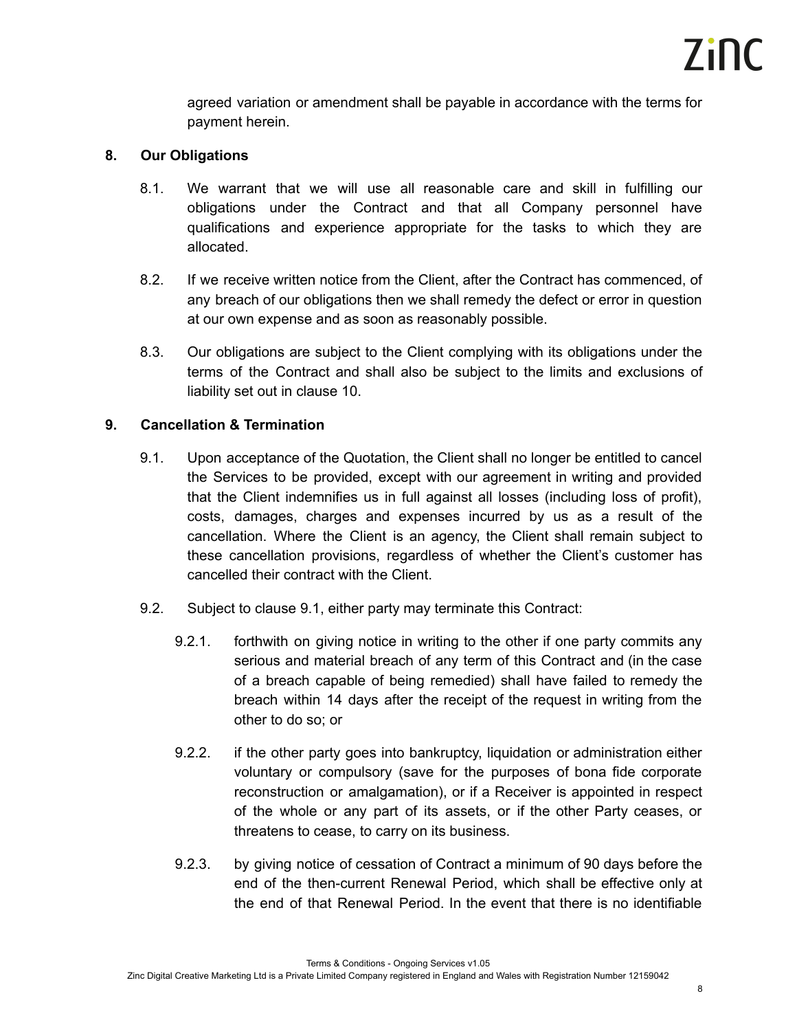agreed variation or amendment shall be payable in accordance with the terms for payment herein.

## 8. Our Obligations

8.1. We warrant that we will use all reasonable care and skill in fulfilling our obligations under the Contract and that all Company personnel have qualifications and experience appropriate for the tasks to which they are allocated.

8.2. If we receive written notice from the Client, after the Contract has commenced, of any breach of our obligations then we shall remedy the defect or error in question at our own expense and as soon as reasonably possible.

8.3. Our obligations are subject to the Client complying with its obligations under the terms of the Contract and shall also be subject to the limits and exclusions of liability set out in clause 10.

## 9. Cancellation & Termination

9.1. Upon acceptance of the Quotation, the Client shall no longer be entitled to cancel the Services to be provided, except with our agreement in writing and provided that the Client indemnifies us in full against all losses (including loss of profit), costs, damages, charges and expenses incurred by us as a result of the cancellation. Where the Client is an agency, the Client shall remain subject to these cancellation provisions, regardless of whether the Client's customer has cancelled their contract with the Client.

9.2. Subject to clause 9.1, either party may terminate this Contract:

9.2.1. forthwith on giving notice in writing to the other if one party commits any serious and material breach of any term of this Contract and (in the case of a breach capable of being remedied) shall have failed to remedy the breach within 14 days after the receipt of the request in writing from the other to do so; or

9.2.2. if the other party goes into bankruptcy, liquidation or administration either voluntary or compulsory (save for the purposes of bona fide corporate reconstruction or amalgamation), or if a Receiver is appointed in respect of the whole or any part of its assets, or if the other Party ceases, or threatens to cease, to carry on its business.

9.2.3. by giving notice of cessation of Contract a minimum of 90 days before the end of the then-current Renewal Period, which shall be effective only at the end of that Renewal Period. In the event that there is no identifiable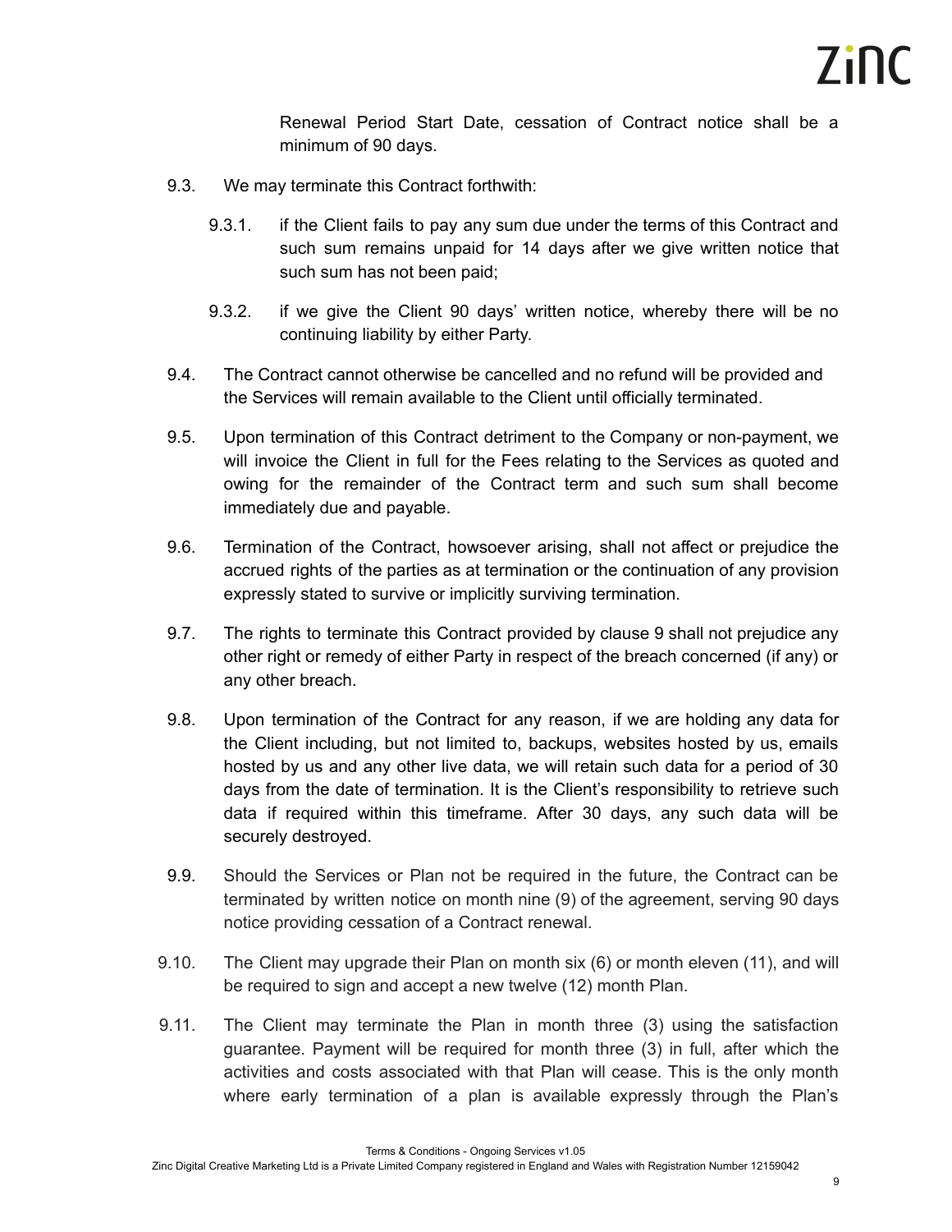Renewal Period Start Date, cessation of Contract notice shall be a minimum of 90 days.

9.3. We may terminate this Contract forthwith:

9.3.1. if the Client fails to pay any sum due under the terms of this Contract and such sum remains unpaid for 14 days after we give written notice that such sum has not been paid;

9.3.2. if we give the Client 90 days' written notice, whereby there will be no continuing liability by either Party.

9.4. The Contract cannot otherwise be cancelled and no refund will be provided and the Services will remain available to the Client until officially terminated.

9.5. Upon termination of this Contract detriment to the Company or non-payment, we will invoice the Client in full for the Fees relating to the Services as quoted and owing for the remainder of the Contract term and such sum shall become immediately due and payable.

9.6. Termination of the Contract, howsoever arising, shall not affect or prejudice the accrued rights of the parties as at termination or the continuation of any provision expressly stated to survive or implicitly surviving termination.

9.7. The rights to terminate this Contract provided by clause 9 shall not prejudice any other right or remedy of either Party in respect of the breach concerned (if any) or any other breach.

9.8. Upon termination of the Contract for any reason, if we are holding any data for the Client including, but not limited to, backups, websites hosted by us, emails hosted by us and any other live data, we will retain such data for a period of 30 days from the date of termination. It is the Client's responsibility to retrieve such data if required within this timeframe. After 30 days, any such data will be securely destroyed.

9.9. Should the Services or Plan not be required in the future, the Contract can be terminated by written notice on month nine (9) of the agreement, serving 90 days notice providing cessation of a Contract renewal.

9.10. The Client may upgrade their Plan on month six (6) or month eleven (11), and will be required to sign and accept a new twelve (12) month Plan.

9.11. The Client may terminate the Plan in month three (3) using the satisfaction guarantee. Payment will be required for month three (3) in full, after which the activities and costs associated with that Plan will cease. This is the only month where early termination of a plan is available expressly through the Plan's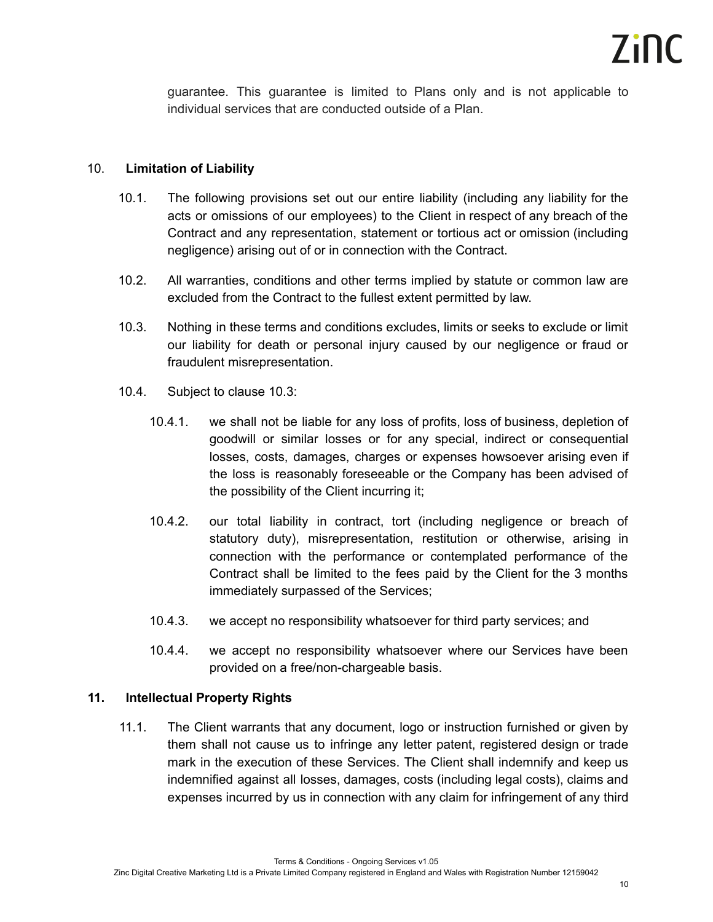guarantee. This guarantee is limited to Plans only and is not applicable to individual services that are conducted outside of a Plan.

## 10. Limitation of Liability

10.1. The following provisions set out our entire liability (including any liability for the acts or omissions of our employees) to the Client in respect of any breach of the Contract and any representation, statement or tortious act or omission (including negligence) arising out of or in connection with the Contract.

10.2. All warranties, conditions and other terms implied by statute or common law are excluded from the Contract to the fullest extent permitted by law.

10.3. Nothing in these terms and conditions excludes, limits or seeks to exclude or limit our liability for death or personal injury caused by our negligence or fraud or fraudulent misrepresentation.

10.4. Subject to clause 10.3:

10.4.1. we shall not be liable for any loss of profits, loss of business, depletion of goodwill or similar losses or for any special, indirect or consequential losses, costs, damages, charges or expenses howsoever arising even if the loss is reasonably foreseeable or the Company has been advised of the possibility of the Client incurring it;

10.4.2. our total liability in contract, tort (including negligence or breach of statutory duty), misrepresentation, restitution or otherwise, arising in connection with the performance or contemplated performance of the Contract shall be limited to the fees paid by the Client for the 3 months immediately surpassed of the Services;

10.4.3. we accept no responsibility whatsoever for third party services; and

10.4.4. we accept no responsibility whatsoever where our Services have been provided on a free/non-chargeable basis.

## 11. Intellectual Property Rights

11.1. The Client warrants that any document, logo or instruction furnished or given by them shall not cause us to infringe any letter patent, registered design or trade mark in the execution of these Services. The Client shall indemnify and keep us indemnified against all losses, damages, costs (including legal costs), claims and expenses incurred by us in connection with any claim for infringement of any third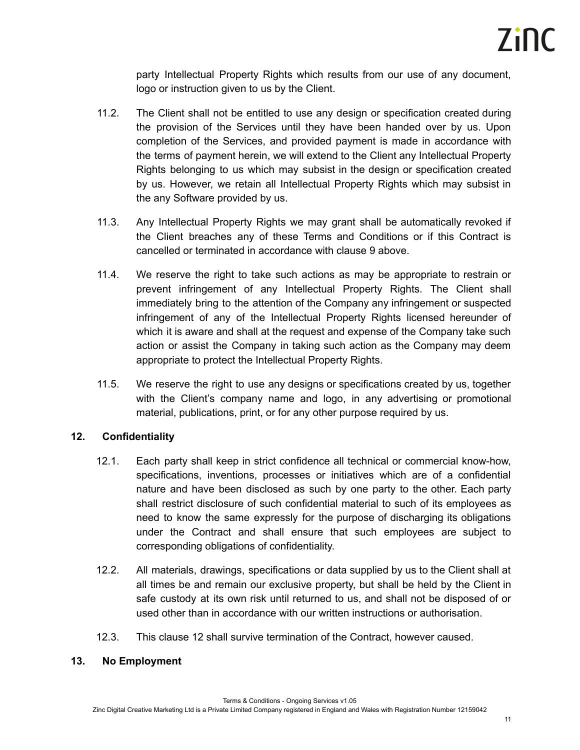party Intellectual Property Rights which results from our use of any document, logo or instruction given to us by the Client.

11.2. The Client shall not be entitled to use any design or specification created during the provision of the Services until they have been handed over by us. Upon completion of the Services, and provided payment is made in accordance with the terms of payment herein, we will extend to the Client any Intellectual Property Rights belonging to us which may subsist in the design or specification created by us. However, we retain all Intellectual Property Rights which may subsist in the any Software provided by us.

11.3. Any Intellectual Property Rights we may grant shall be automatically revoked if the Client breaches any of these Terms and Conditions or if this Contract is cancelled or terminated in accordance with clause 9 above.

11.4. We reserve the right to take such actions as may be appropriate to restrain or prevent infringement of any Intellectual Property Rights. The Client shall immediately bring to the attention of the Company any infringement or suspected infringement of any of the Intellectual Property Rights licensed hereunder of which it is aware and shall at the request and expense of the Company take such action or assist the Company in taking such action as the Company may deem appropriate to protect the Intellectual Property Rights.

11.5. We reserve the right to use any designs or specifications created by us, together with the Client's company name and logo, in any advertising or promotional material, publications, print, or for any other purpose required by us.

## 12. Confidentiality

12.1. Each party shall keep in strict confidence all technical or commercial know-how, specifications, inventions, processes or initiatives which are of a confidential nature and have been disclosed as such by one party to the other. Each party shall restrict disclosure of such confidential material to such of its employees as need to know the same expressly for the purpose of discharging its obligations under the Contract and shall ensure that such employees are subject to corresponding obligations of confidentiality.

12.2. All materials, drawings, specifications or data supplied by us to the Client shall at all times be and remain our exclusive property, but shall be held by the Client in safe custody at its own risk until returned to us, and shall not be disposed of or used other than in accordance with our written instructions or authorisation.

12.3. This clause 12 shall survive termination of the Contract, however caused.

## 13. No Employment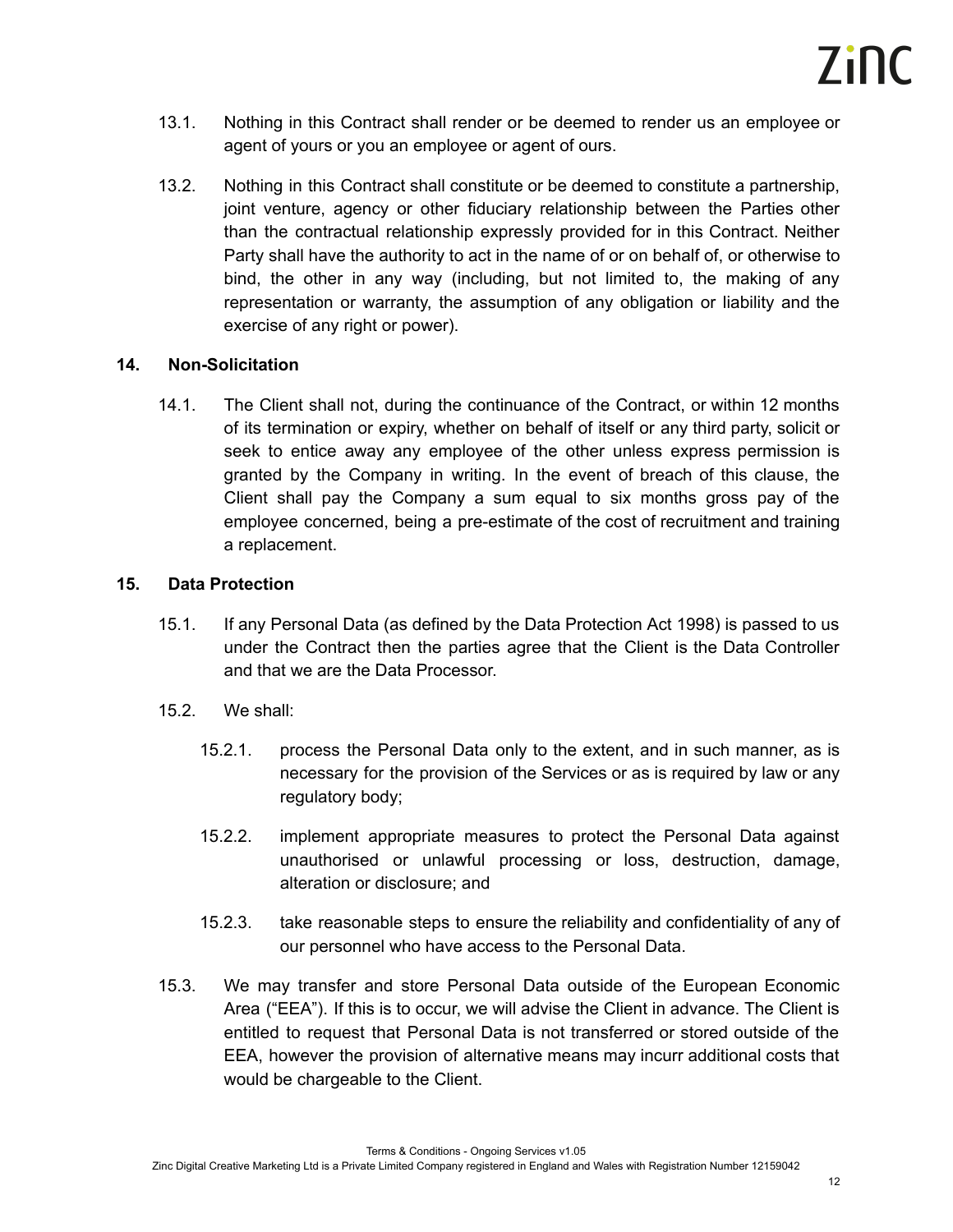13.1. Nothing in this Contract shall render or be deemed to render us an employee or agent of yours or you an employee or agent of ours.

13.2. Nothing in this Contract shall constitute or be deemed to constitute a partnership, joint venture, agency or other fiduciary relationship between the Parties other than the contractual relationship expressly provided for in this Contract. Neither Party shall have the authority to act in the name of or on behalf of, or otherwise to bind, the other in any way (including, but not limited to, the making of any representation or warranty, the assumption of any obligation or liability and the exercise of any right or power).

## 14. Non-Solicitation

14.1. The Client shall not, during the continuance of the Contract, or within 12 months of its termination or expiry, whether on behalf of itself or any third party, solicit or seek to entice away any employee of the other unless express permission is granted by the Company in writing. In the event of breach of this clause, the Client shall pay the Company a sum equal to six months gross pay of the employee concerned, being a pre-estimate of the cost of recruitment and training a replacement.

## 15. Data Protection

15.1. If any Personal Data (as defined by the Data Protection Act 1998) is passed to us under the Contract then the parties agree that the Client is the Data Controller and that we are the Data Processor.

15.2. We shall:

- 15.2.1. process the Personal Data only to the extent, and in such manner, as is necessary for the provision of the Services or as is required by law or any regulatory body;
- 15.2.2. implement appropriate measures to protect the Personal Data against unauthorised or unlawful processing or loss, destruction, damage, alteration or disclosure; and
- 15.2.3. take reasonable steps to ensure the reliability and confidentiality of any of our personnel who have access to the Personal Data.

15.3. We may transfer and store Personal Data outside of the European Economic Area ("EEA"). If this is to occur, we will advise the Client in advance. The Client is entitled to request that Personal Data is not transferred or stored outside of the EEA, however the provision of alternative means may incurr additional costs that would be chargeable to the Client.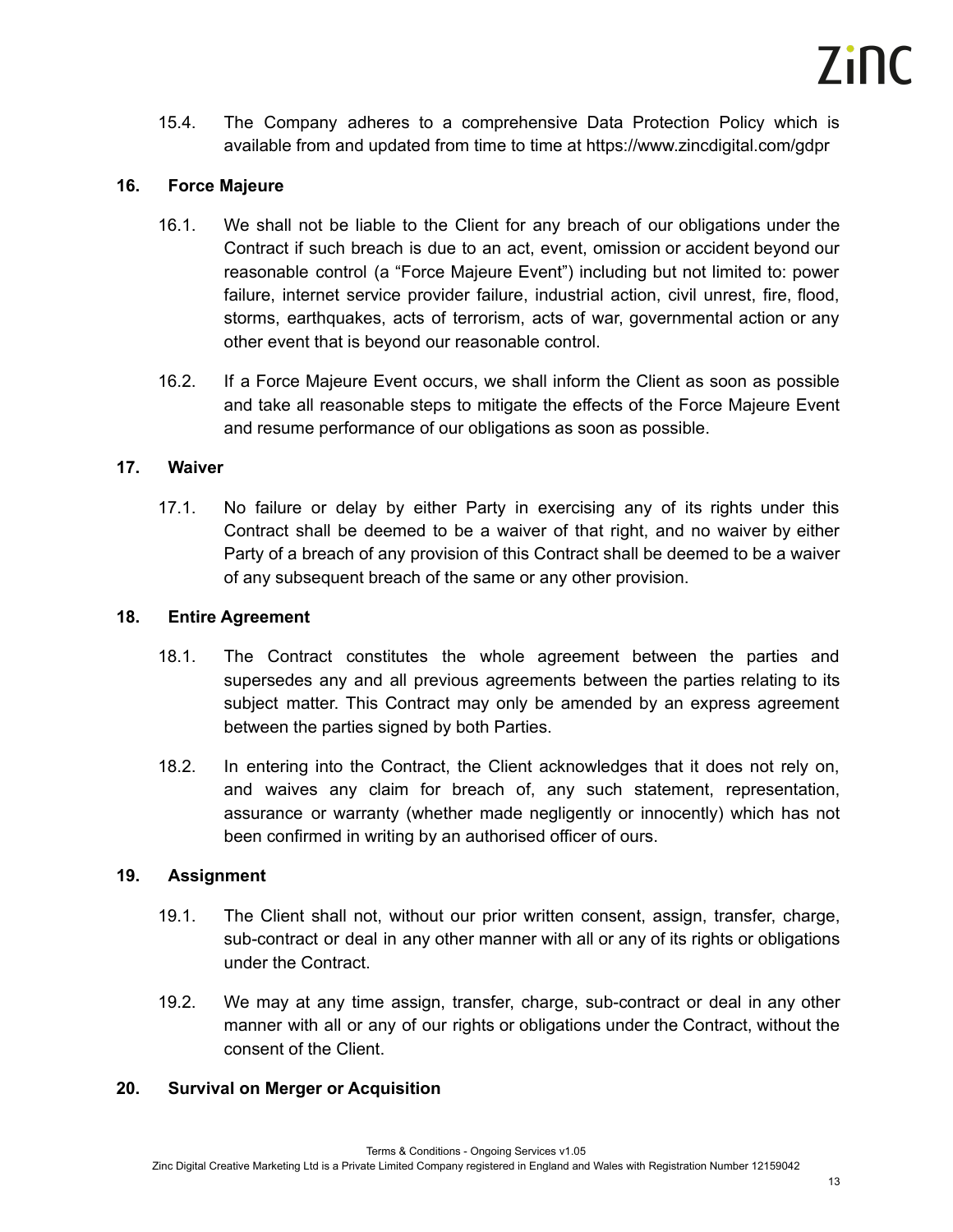15.4. The Company adheres to a comprehensive Data Protection Policy which is available from and updated from time to time at https://www.zincdigital.com/gdpr

## 16. Force Majeure

16.1. We shall not be liable to the Client for any breach of our obligations under the Contract if such breach is due to an act, event, omission or accident beyond our reasonable control (a "Force Majeure Event") including but not limited to: power failure, internet service provider failure, industrial action, civil unrest, fire, flood, storms, earthquakes, acts of terrorism, acts of war, governmental action or any other event that is beyond our reasonable control.

16.2. If a Force Majeure Event occurs, we shall inform the Client as soon as possible and take all reasonable steps to mitigate the effects of the Force Majeure Event and resume performance of our obligations as soon as possible.

## 17. Waiver

17.1. No failure or delay by either Party in exercising any of its rights under this Contract shall be deemed to be a waiver of that right, and no waiver by either Party of a breach of any provision of this Contract shall be deemed to be a waiver of any subsequent breach of the same or any other provision.

## 18. Entire Agreement

18.1. The Contract constitutes the whole agreement between the parties and supersedes any and all previous agreements between the parties relating to its subject matter. This Contract may only be amended by an express agreement between the parties signed by both Parties.

18.2. In entering into the Contract, the Client acknowledges that it does not rely on, and waives any claim for breach of, any such statement, representation, assurance or warranty (whether made negligently or innocently) which has not been confirmed in writing by an authorised officer of ours.

## 19. Assignment

19.1. The Client shall not, without our prior written consent, assign, transfer, charge, sub-contract or deal in any other manner with all or any of its rights or obligations under the Contract.

19.2. We may at any time assign, transfer, charge, sub-contract or deal in any other manner with all or any of our rights or obligations under the Contract, without the consent of the Client.

## 20. Survival on Merger or Acquisition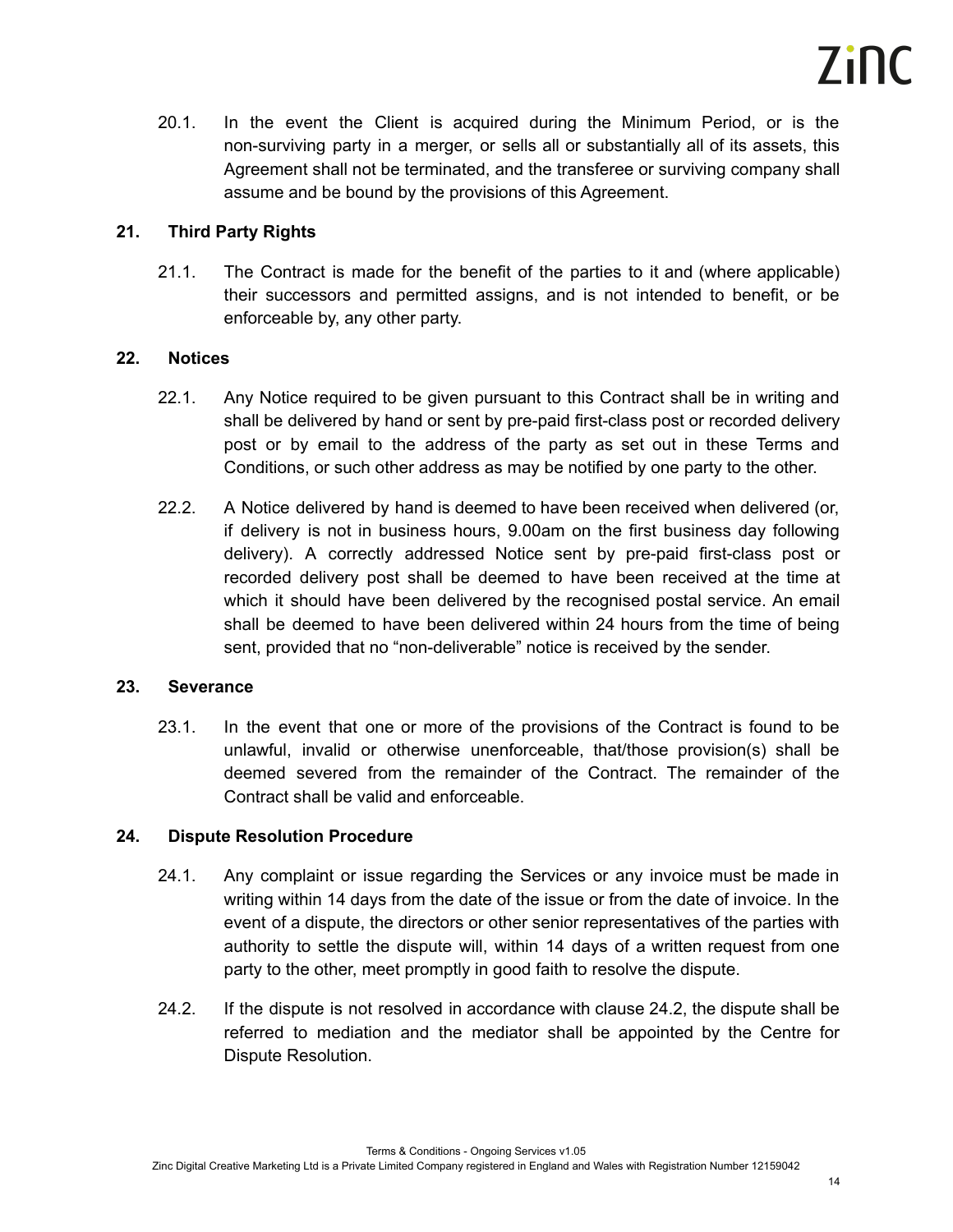20.1. In the event the Client is acquired during the Minimum Period, or is the non-surviving party in a merger, or sells all or substantially all of its assets, this Agreement shall not be terminated, and the transferee or surviving company shall assume and be bound by the provisions of this Agreement.

## 21. Third Party Rights

21.1. The Contract is made for the benefit of the parties to it and (where applicable) their successors and permitted assigns, and is not intended to benefit, or be enforceable by, any other party.

## 22. Notices

22.1. Any Notice required to be given pursuant to this Contract shall be in writing and shall be delivered by hand or sent by pre-paid first-class post or recorded delivery post or by email to the address of the party as set out in these Terms and Conditions, or such other address as may be notified by one party to the other.

22.2. A Notice delivered by hand is deemed to have been received when delivered (or, if delivery is not in business hours, 9.00am on the first business day following delivery). A correctly addressed Notice sent by pre-paid first-class post or recorded delivery post shall be deemed to have been received at the time at which it should have been delivered by the recognised postal service. An email shall be deemed to have been delivered within 24 hours from the time of being sent, provided that no "non-deliverable" notice is received by the sender.

## 23. Severance

23.1. In the event that one or more of the provisions of the Contract is found to be unlawful, invalid or otherwise unenforceable, that/those provision(s) shall be deemed severed from the remainder of the Contract. The remainder of the Contract shall be valid and enforceable.

## 24. Dispute Resolution Procedure

24.1. Any complaint or issue regarding the Services or any invoice must be made in writing within 14 days from the date of the issue or from the date of invoice. In the event of a dispute, the directors or other senior representatives of the parties with authority to settle the dispute will, within 14 days of a written request from one party to the other, meet promptly in good faith to resolve the dispute.

24.2. If the dispute is not resolved in accordance with clause 24.2, the dispute shall be referred to mediation and the mediator shall be appointed by the Centre for Dispute Resolution.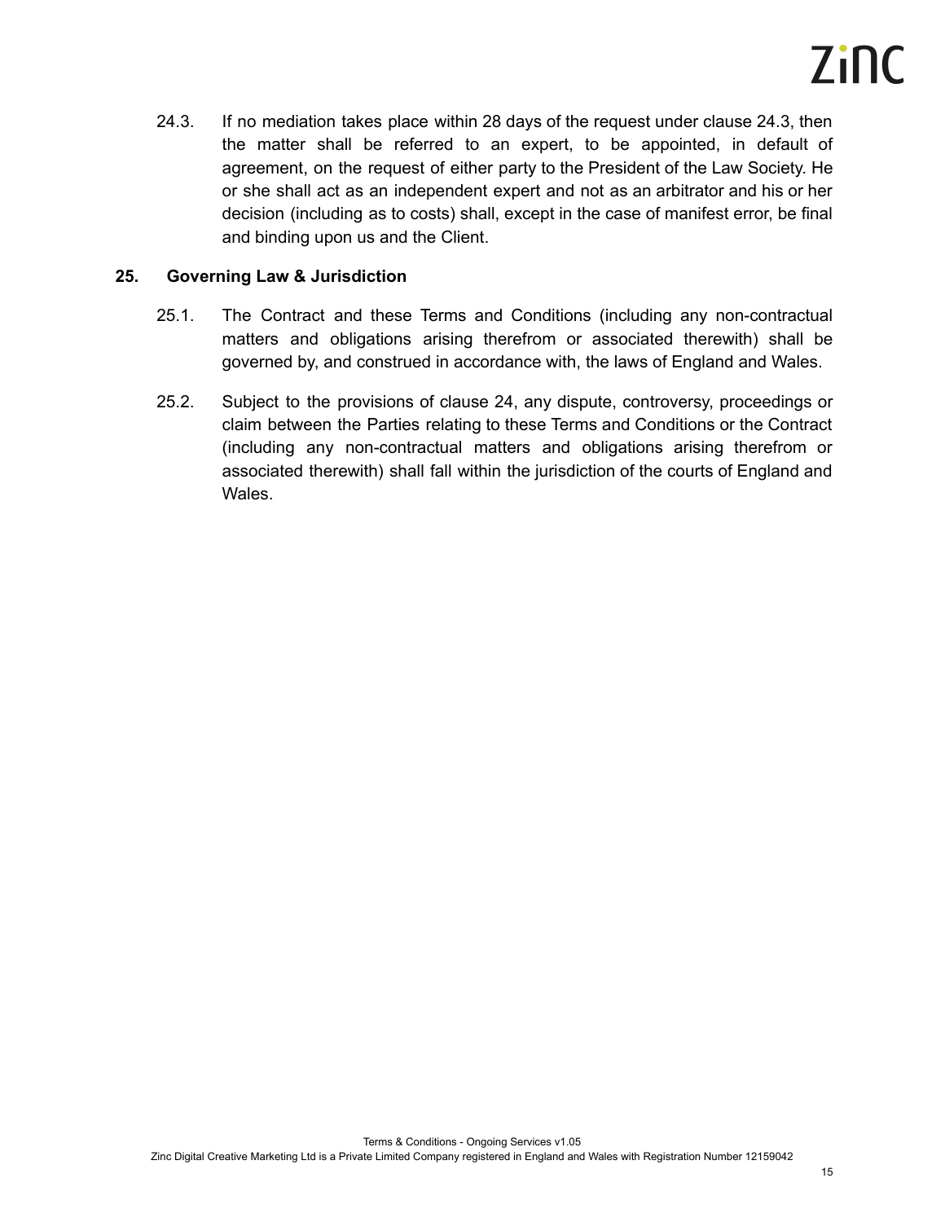24.3. If no mediation takes place within 28 days of the request under clause 24.3, then the matter shall be referred to an expert, to be appointed, in default of agreement, on the request of either party to the President of the Law Society. He or she shall act as an independent expert and not as an arbitrator and his or her decision (including as to costs) shall, except in the case of manifest error, be final and binding upon us and the Client.

## 25. Governing Law & Jurisdiction

25.1. The Contract and these Terms and Conditions (including any non-contractual matters and obligations arising therefrom or associated therewith) shall be governed by, and construed in accordance with, the laws of England and Wales.

25.2. Subject to the provisions of clause 24, any dispute, controversy, proceedings or claim between the Parties relating to these Terms and Conditions or the Contract (including any non-contractual matters and obligations arising therefrom or associated therewith) shall fall within the jurisdiction of the courts of England and Wales.